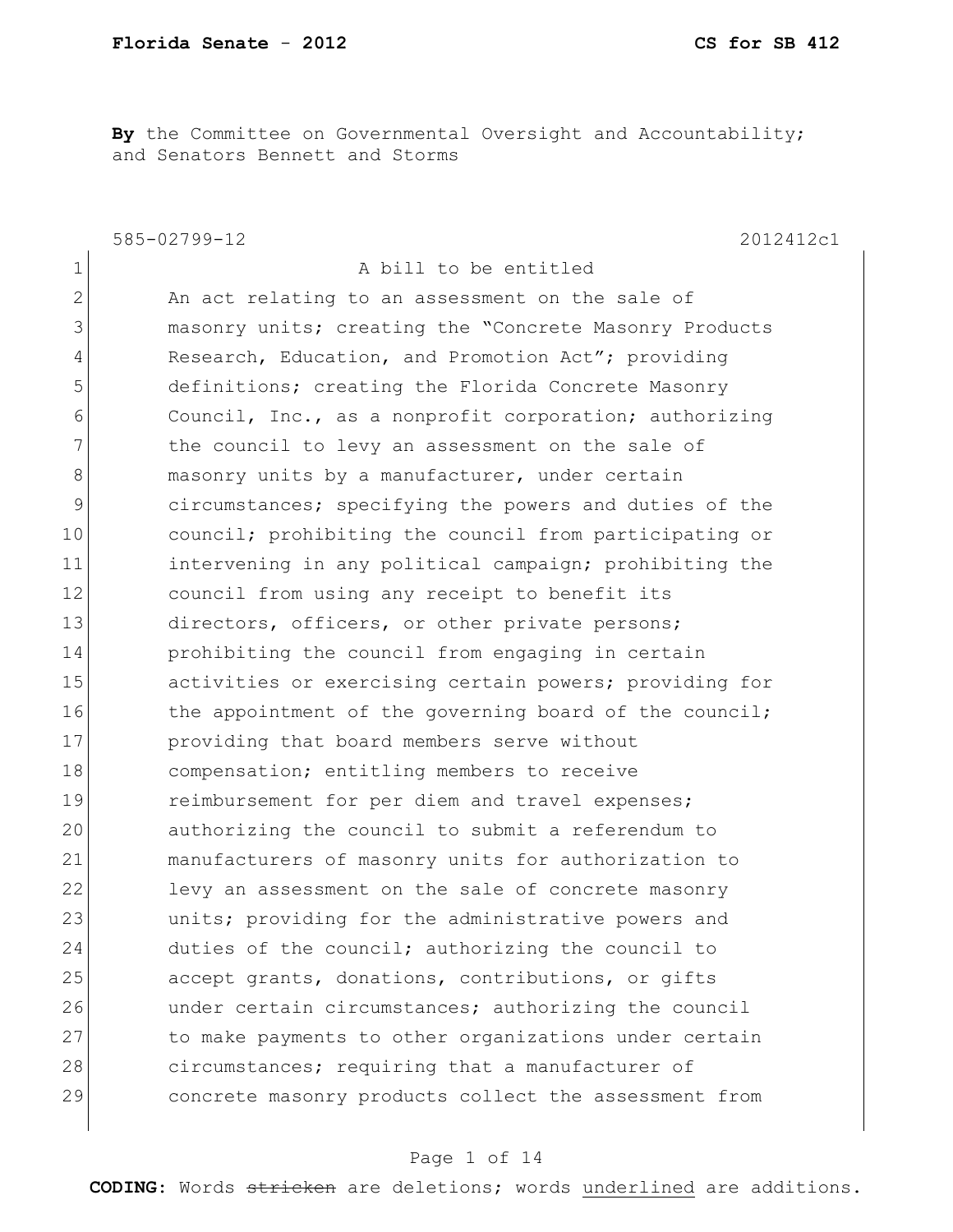**By** the Committee on Governmental Oversight and Accountability; and Senators Bennett and Storms

585-02799-12 2012412c1

1 A bill to be entitled
2 An act relating to an assessment on the sale of
3 masonry units; creating the "Concrete Masonry Products
4 Research, Education, and Promotion Act"; providing
5 definitions; creating the Florida Concrete Masonry
6 Council, Inc., as a nonprofit corporation; authorizing
7 the council to levy an assessment on the sale of
8 masonry units by a manufacturer, under certain
9 circumstances; specifying the powers and duties of the
10 council; prohibiting the council from participating or
11 intervening in any political campaign; prohibiting the
12 council from using any receipt to benefit its
13 directors, officers, or other private persons;
14 prohibiting the council from engaging in certain
15 activities or exercising certain powers; providing for
16 the appointment of the governing board of the council;
17 providing that board members serve without
18 compensation; entitling members to receive
19 reimbursement for per diem and travel expenses;
20 authorizing the council to submit a referendum to
21 manufacturers of masonry units for authorization to
22 levy an assessment on the sale of concrete masonry
23 units; providing for the administrative powers and
24 duties of the council; authorizing the council to
25 accept grants, donations, contributions, or gifts
26 under certain circumstances; authorizing the council
27 to make payments to other organizations under certain
28 circumstances; requiring that a manufacturer of
29 concrete masonry products collect the assessment from

**CODING:** Words ~~stricken~~ are deletions; words <u>underlined</u> are additions.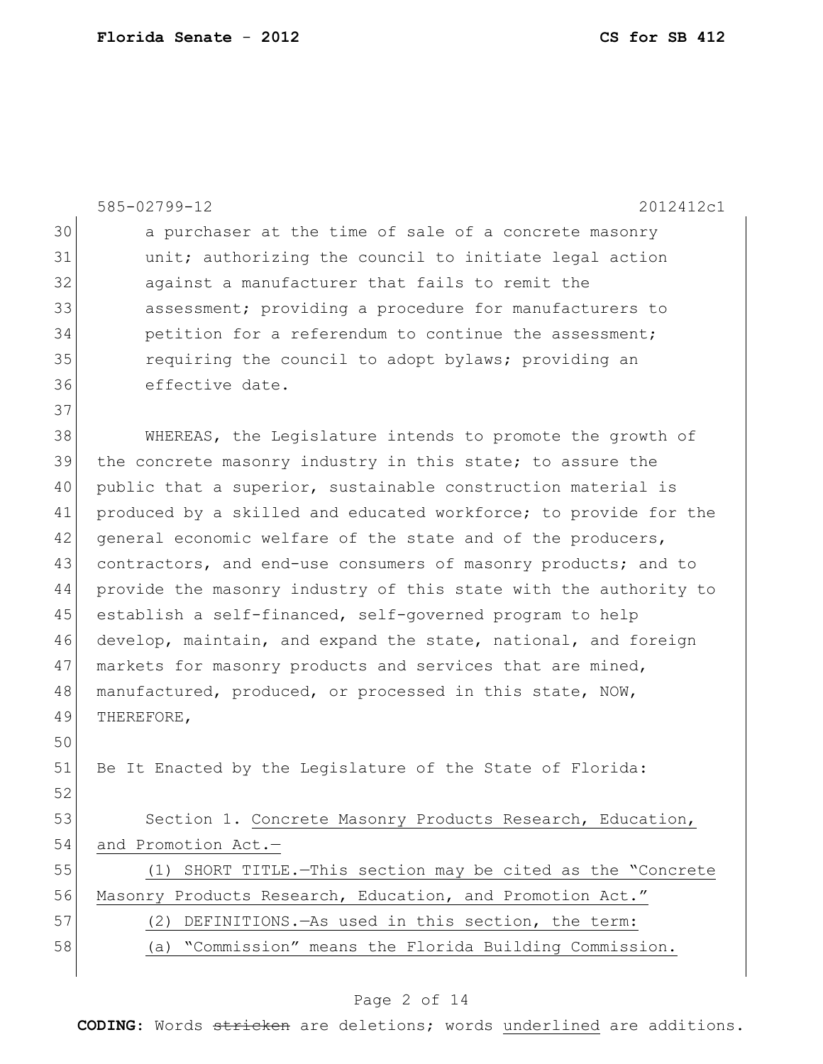a purchaser at the time of sale of a concrete masonry unit; authorizing the council to initiate legal action against a manufacturer that fails to remit the assessment; providing a procedure for manufacturers to petition for a referendum to continue the assessment; requiring the council to adopt bylaws; providing an effective date.

WHEREAS, the Legislature intends to promote the growth of the concrete masonry industry in this state; to assure the public that a superior, sustainable construction material is produced by a skilled and educated workforce; to provide for the general economic welfare of the state and of the producers, contractors, and end-use consumers of masonry products; and to provide the masonry industry of this state with the authority to establish a self-financed, self-governed program to help develop, maintain, and expand the state, national, and foreign markets for masonry products and services that are mined, manufactured, produced, or processed in this state, NOW, THEREFORE,

Be It Enacted by the Legislature of the State of Florida:

Section 1. <u>Concrete Masonry Products Research, Education, and Promotion Act.—</u>

<u>(1) SHORT TITLE.—This section may be cited as the "Concrete Masonry Products Research, Education, and Promotion Act."</u>

<u>(2) DEFINITIONS.—As used in this section, the term:</u>

<u>(a) "Commission" means the Florida Building Commission.</u>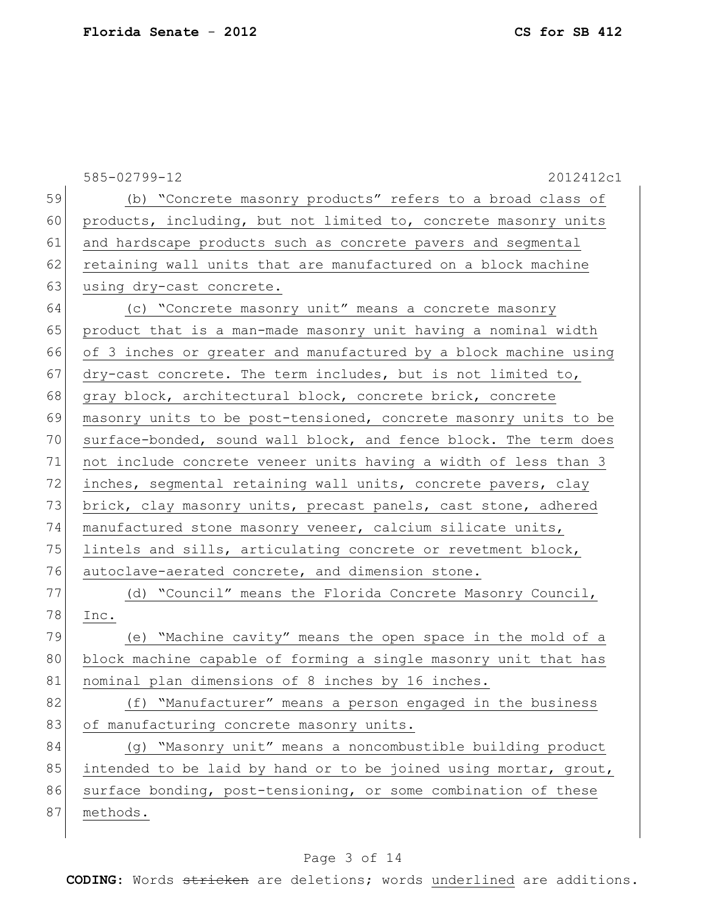(b) "Concrete masonry products" refers to a broad class of products, including, but not limited to, concrete masonry units and hardscape products such as concrete pavers and segmental retaining wall units that are manufactured on a block machine using dry-cast concrete.

(c) "Concrete masonry unit" means a concrete masonry product that is a man-made masonry unit having a nominal width of 3 inches or greater and manufactured by a block machine using dry-cast concrete. The term includes, but is not limited to, gray block, architectural block, concrete brick, concrete masonry units to be post-tensioned, concrete masonry units to be surface-bonded, sound wall block, and fence block. The term does not include concrete veneer units having a width of less than 3 inches, segmental retaining wall units, concrete pavers, clay brick, clay masonry units, precast panels, cast stone, adhered manufactured stone masonry veneer, calcium silicate units, lintels and sills, articulating concrete or revetment block, autoclave-aerated concrete, and dimension stone.

(d) "Council" means the Florida Concrete Masonry Council, Inc.

(e) "Machine cavity" means the open space in the mold of a block machine capable of forming a single masonry unit that has nominal plan dimensions of 8 inches by 16 inches.

(f) "Manufacturer" means a person engaged in the business of manufacturing concrete masonry units.

(g) "Masonry unit" means a noncombustible building product intended to be laid by hand or to be joined using mortar, grout, surface bonding, post-tensioning, or some combination of these methods.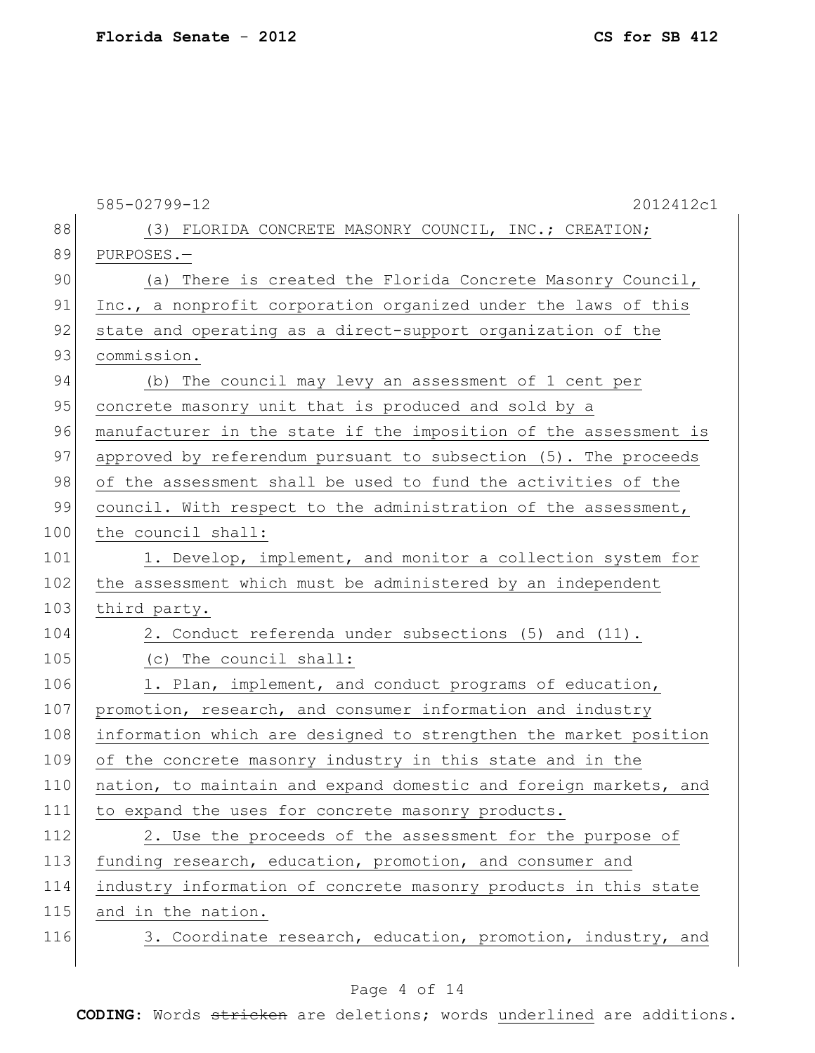585-02799-12 2012412c1

(3) FLORIDA CONCRETE MASONRY COUNCIL, INC.; CREATION; PURPOSES.—

(a) There is created the Florida Concrete Masonry Council, Inc., a nonprofit corporation organized under the laws of this state and operating as a direct-support organization of the commission.

(b) The council may levy an assessment of 1 cent per concrete masonry unit that is produced and sold by a manufacturer in the state if the imposition of the assessment is approved by referendum pursuant to subsection (5). The proceeds of the assessment shall be used to fund the activities of the council. With respect to the administration of the assessment, the council shall:

1. Develop, implement, and monitor a collection system for the assessment which must be administered by an independent third party.

2. Conduct referenda under subsections (5) and (11).

(c) The council shall:

1. Plan, implement, and conduct programs of education, promotion, research, and consumer information and industry information which are designed to strengthen the market position of the concrete masonry industry in this state and in the nation, to maintain and expand domestic and foreign markets, and to expand the uses for concrete masonry products.

2. Use the proceeds of the assessment for the purpose of funding research, education, promotion, and consumer and industry information of concrete masonry products in this state and in the nation.

3. Coordinate research, education, promotion, industry, and

**CODING:** Words ~~stricken~~ are deletions; words underlined are additions.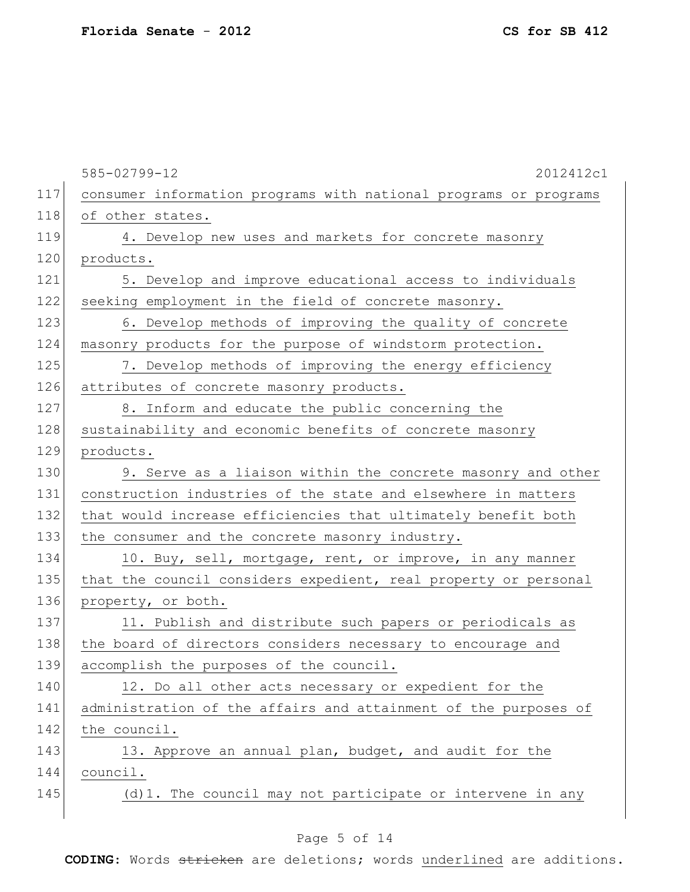consumer information programs with national programs or programs of other states.

4. Develop new uses and markets for concrete masonry products.

5. Develop and improve educational access to individuals seeking employment in the field of concrete masonry.

6. Develop methods of improving the quality of concrete masonry products for the purpose of windstorm protection.

7. Develop methods of improving the energy efficiency attributes of concrete masonry products.

8. Inform and educate the public concerning the sustainability and economic benefits of concrete masonry products.

9. Serve as a liaison within the concrete masonry and other construction industries of the state and elsewhere in matters that would increase efficiencies that ultimately benefit both the consumer and the concrete masonry industry.

10. Buy, sell, mortgage, rent, or improve, in any manner that the council considers expedient, real property or personal property, or both.

11. Publish and distribute such papers or periodicals as the board of directors considers necessary to encourage and accomplish the purposes of the council.

12. Do all other acts necessary or expedient for the administration of the affairs and attainment of the purposes of the council.

13. Approve an annual plan, budget, and audit for the council.

(d)1. The council may not participate or intervene in any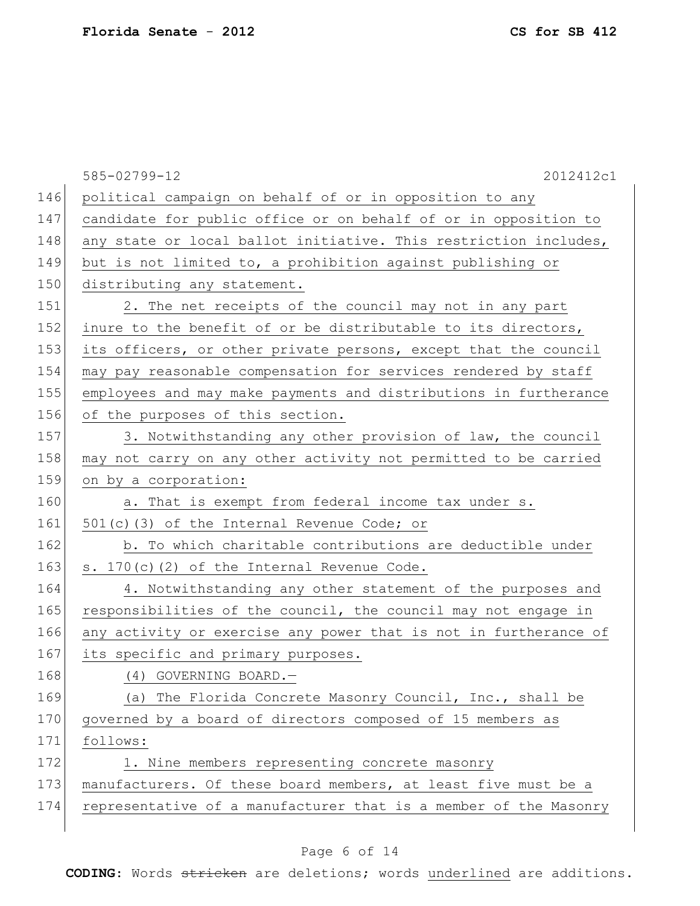political campaign on behalf of or in opposition to any candidate for public office or on behalf of or in opposition to any state or local ballot initiative. This restriction includes, but is not limited to, a prohibition against publishing or distributing any statement.

2. The net receipts of the council may not in any part inure to the benefit of or be distributable to its directors, its officers, or other private persons, except that the council may pay reasonable compensation for services rendered by staff employees and may make payments and distributions in furtherance of the purposes of this section.

3. Notwithstanding any other provision of law, the council may not carry on any other activity not permitted to be carried on by a corporation:

a. That is exempt from federal income tax under s. 501(c)(3) of the Internal Revenue Code; or

b. To which charitable contributions are deductible under s. 170(c)(2) of the Internal Revenue Code.

4. Notwithstanding any other statement of the purposes and responsibilities of the council, the council may not engage in any activity or exercise any power that is not in furtherance of its specific and primary purposes.

(4) GOVERNING BOARD.—

(a) The Florida Concrete Masonry Council, Inc., shall be governed by a board of directors composed of 15 members as follows:

1. Nine members representing concrete masonry manufacturers. Of these board members, at least five must be a representative of a manufacturer that is a member of the Masonry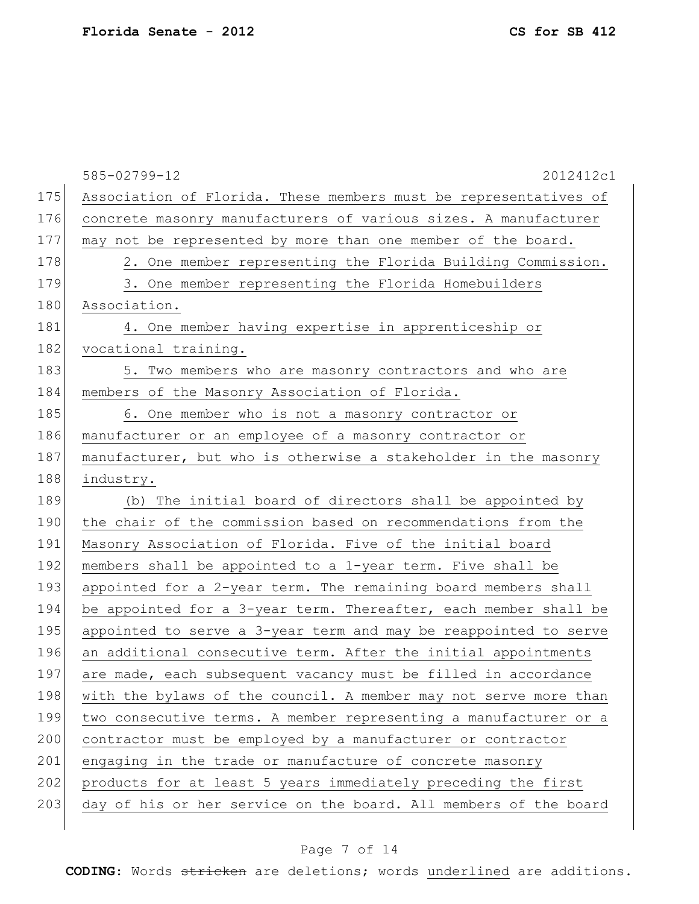Association of Florida. These members must be representatives of concrete masonry manufacturers of various sizes. A manufacturer may not be represented by more than one member of the board.

2. One member representing the Florida Building Commission.

3. One member representing the Florida Homebuilders Association.

4. One member having expertise in apprenticeship or vocational training.

5. Two members who are masonry contractors and who are members of the Masonry Association of Florida.

6. One member who is not a masonry contractor or manufacturer or an employee of a masonry contractor or manufacturer, but who is otherwise a stakeholder in the masonry industry.

(b) The initial board of directors shall be appointed by the chair of the commission based on recommendations from the Masonry Association of Florida. Five of the initial board members shall be appointed to a 1-year term. Five shall be appointed for a 2-year term. The remaining board members shall be appointed for a 3-year term. Thereafter, each member shall be appointed to serve a 3-year term and may be reappointed to serve an additional consecutive term. After the initial appointments are made, each subsequent vacancy must be filled in accordance with the bylaws of the council. A member may not serve more than two consecutive terms. A member representing a manufacturer or a contractor must be employed by a manufacturer or contractor engaging in the trade or manufacture of concrete masonry products for at least 5 years immediately preceding the first day of his or her service on the board. All members of the board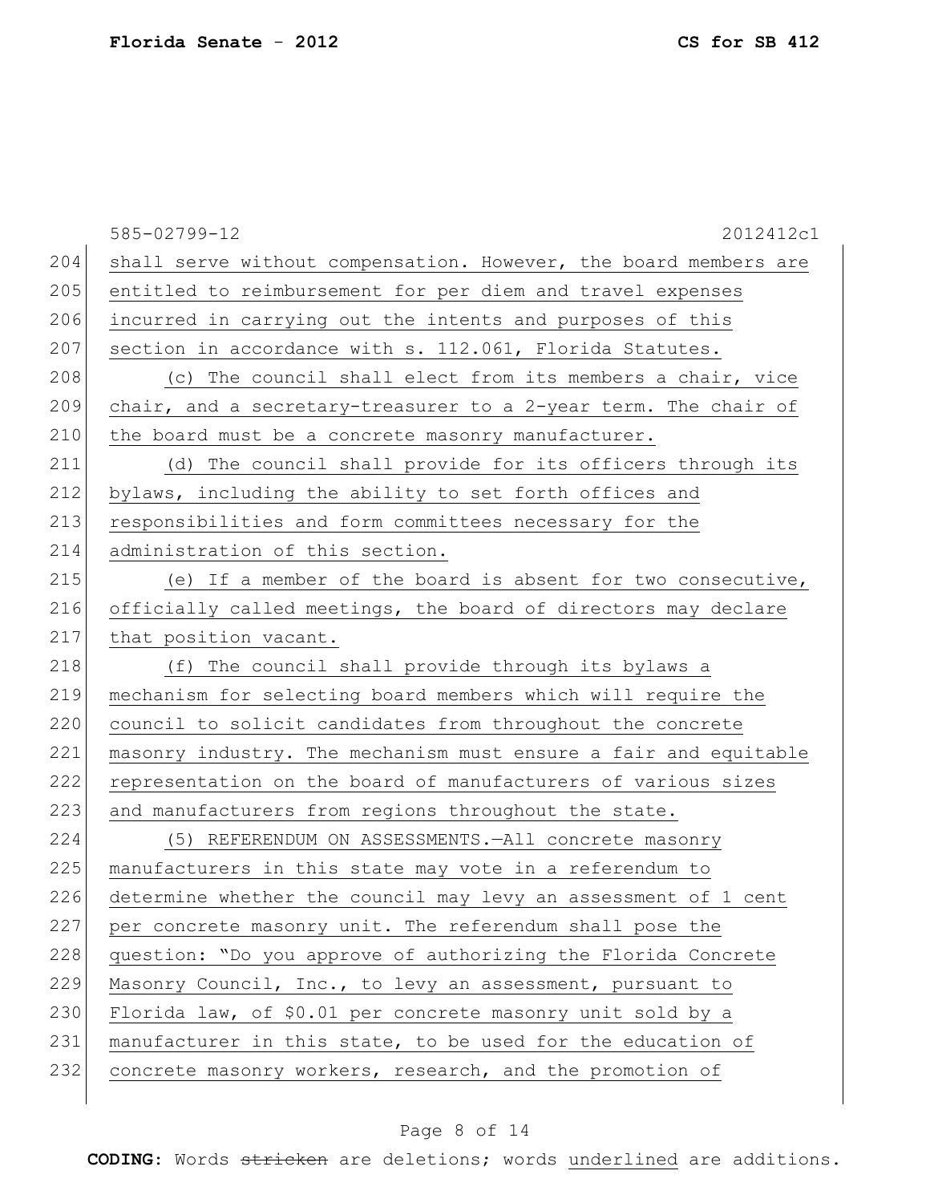shall serve without compensation. However, the board members are entitled to reimbursement for per diem and travel expenses incurred in carrying out the intents and purposes of this section in accordance with s. 112.061, Florida Statutes.

(c) The council shall elect from its members a chair, vice chair, and a secretary-treasurer to a 2-year term. The chair of the board must be a concrete masonry manufacturer.

(d) The council shall provide for its officers through its bylaws, including the ability to set forth offices and responsibilities and form committees necessary for the administration of this section.

(e) If a member of the board is absent for two consecutive, officially called meetings, the board of directors may declare that position vacant.

(f) The council shall provide through its bylaws a mechanism for selecting board members which will require the council to solicit candidates from throughout the concrete masonry industry. The mechanism must ensure a fair and equitable representation on the board of manufacturers of various sizes and manufacturers from regions throughout the state.

(5) REFERENDUM ON ASSESSMENTS.—All concrete masonry manufacturers in this state may vote in a referendum to determine whether the council may levy an assessment of 1 cent per concrete masonry unit. The referendum shall pose the question: "Do you approve of authorizing the Florida Concrete Masonry Council, Inc., to levy an assessment, pursuant to Florida law, of $0.01 per concrete masonry unit sold by a manufacturer in this state, to be used for the education of concrete masonry workers, research, and the promotion of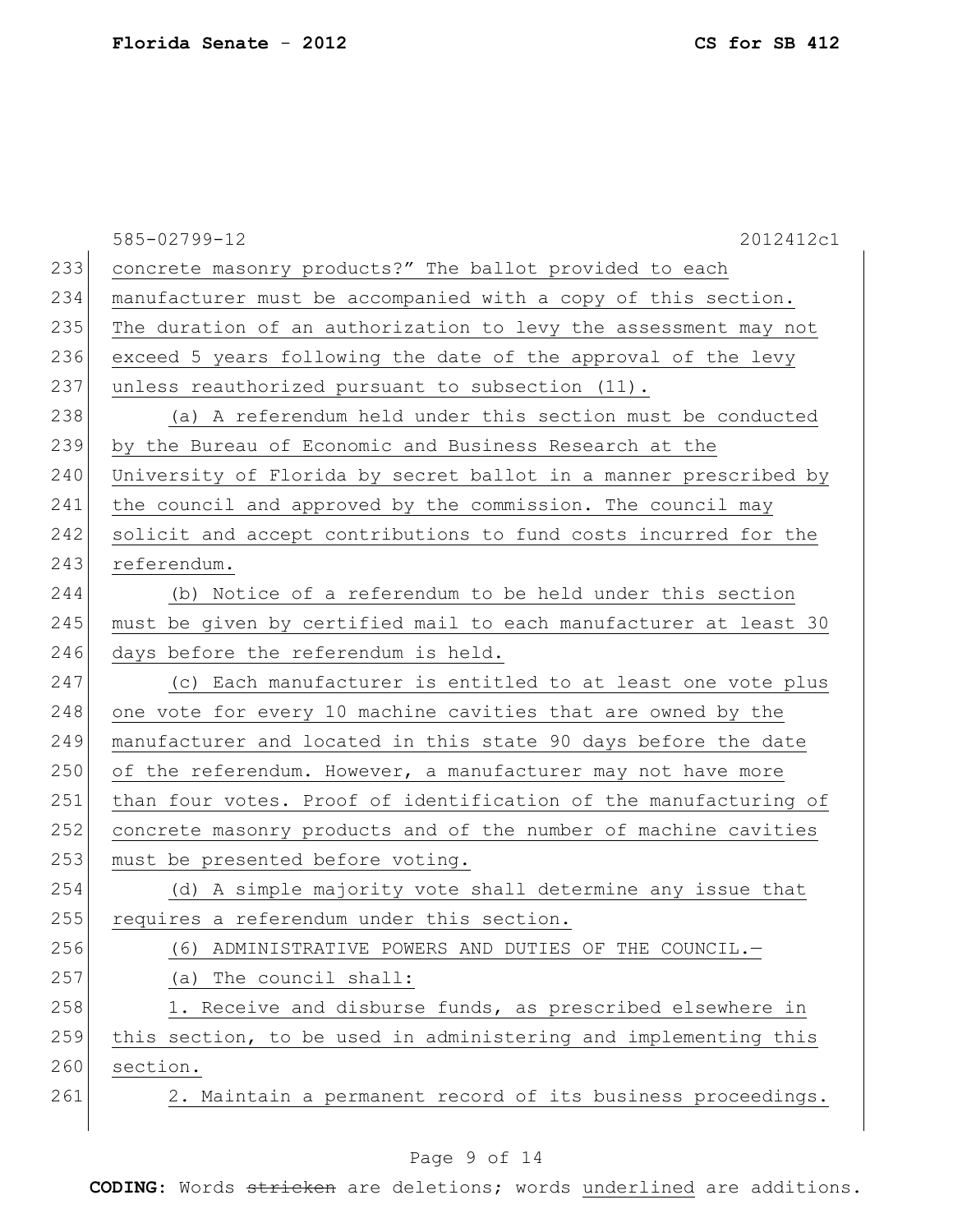concrete masonry products?" The ballot provided to each manufacturer must be accompanied with a copy of this section. The duration of an authorization to levy the assessment may not exceed 5 years following the date of the approval of the levy unless reauthorized pursuant to subsection (11).

(a) A referendum held under this section must be conducted by the Bureau of Economic and Business Research at the University of Florida by secret ballot in a manner prescribed by the council and approved by the commission. The council may solicit and accept contributions to fund costs incurred for the referendum.

(b) Notice of a referendum to be held under this section must be given by certified mail to each manufacturer at least 30 days before the referendum is held.

(c) Each manufacturer is entitled to at least one vote plus one vote for every 10 machine cavities that are owned by the manufacturer and located in this state 90 days before the date of the referendum. However, a manufacturer may not have more than four votes. Proof of identification of the manufacturing of concrete masonry products and of the number of machine cavities must be presented before voting.

(d) A simple majority vote shall determine any issue that requires a referendum under this section.

(6) ADMINISTRATIVE POWERS AND DUTIES OF THE COUNCIL.—

(a) The council shall:

1. Receive and disburse funds, as prescribed elsewhere in this section, to be used in administering and implementing this section.

2. Maintain a permanent record of its business proceedings.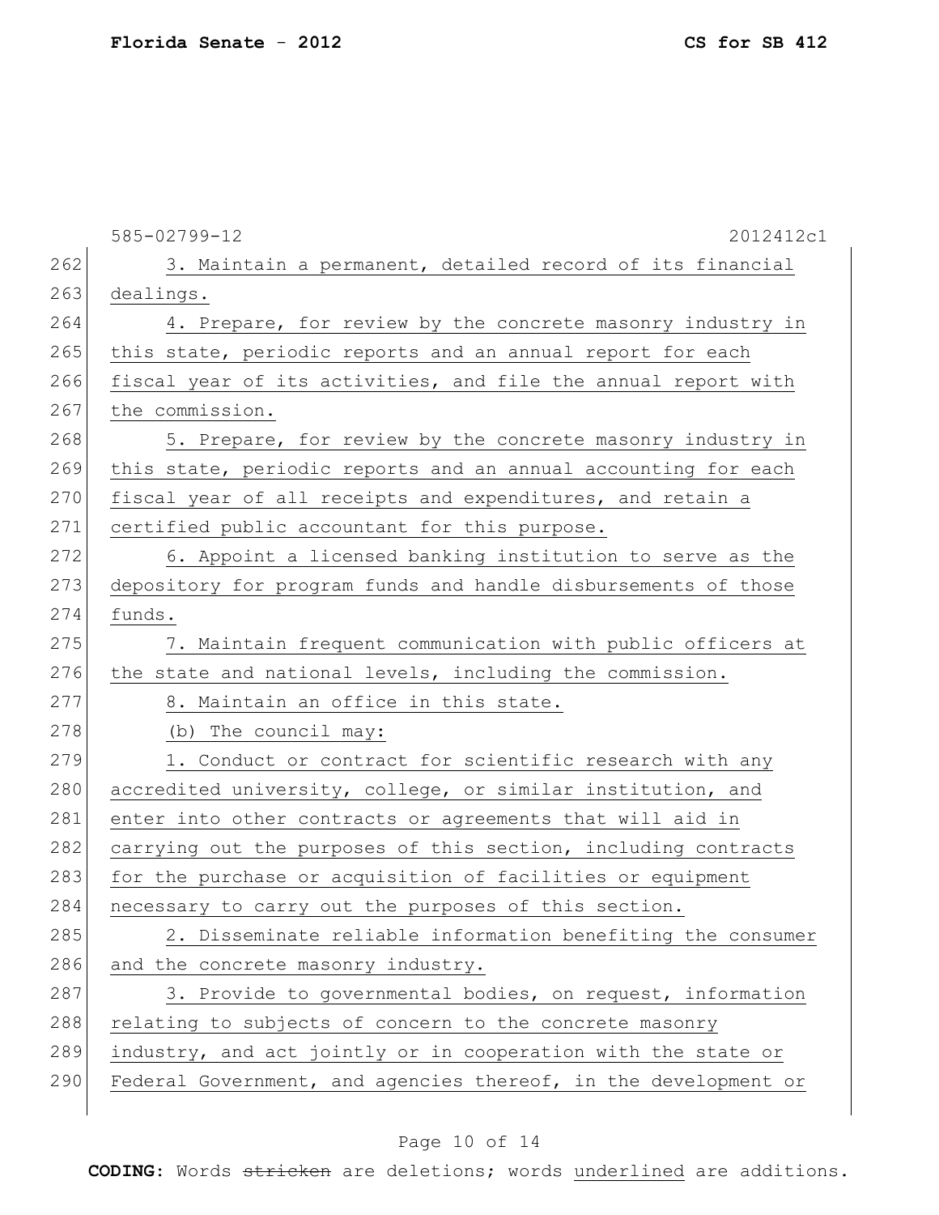3. Maintain a permanent, detailed record of its financial dealings.

4. Prepare, for review by the concrete masonry industry in this state, periodic reports and an annual report for each fiscal year of its activities, and file the annual report with the commission.

5. Prepare, for review by the concrete masonry industry in this state, periodic reports and an annual accounting for each fiscal year of all receipts and expenditures, and retain a certified public accountant for this purpose.

6. Appoint a licensed banking institution to serve as the depository for program funds and handle disbursements of those funds.

7. Maintain frequent communication with public officers at the state and national levels, including the commission.

8. Maintain an office in this state.

(b) The council may:

1. Conduct or contract for scientific research with any accredited university, college, or similar institution, and enter into other contracts or agreements that will aid in carrying out the purposes of this section, including contracts for the purchase or acquisition of facilities or equipment necessary to carry out the purposes of this section.

2. Disseminate reliable information benefiting the consumer and the concrete masonry industry.

3. Provide to governmental bodies, on request, information relating to subjects of concern to the concrete masonry industry, and act jointly or in cooperation with the state or Federal Government, and agencies thereof, in the development or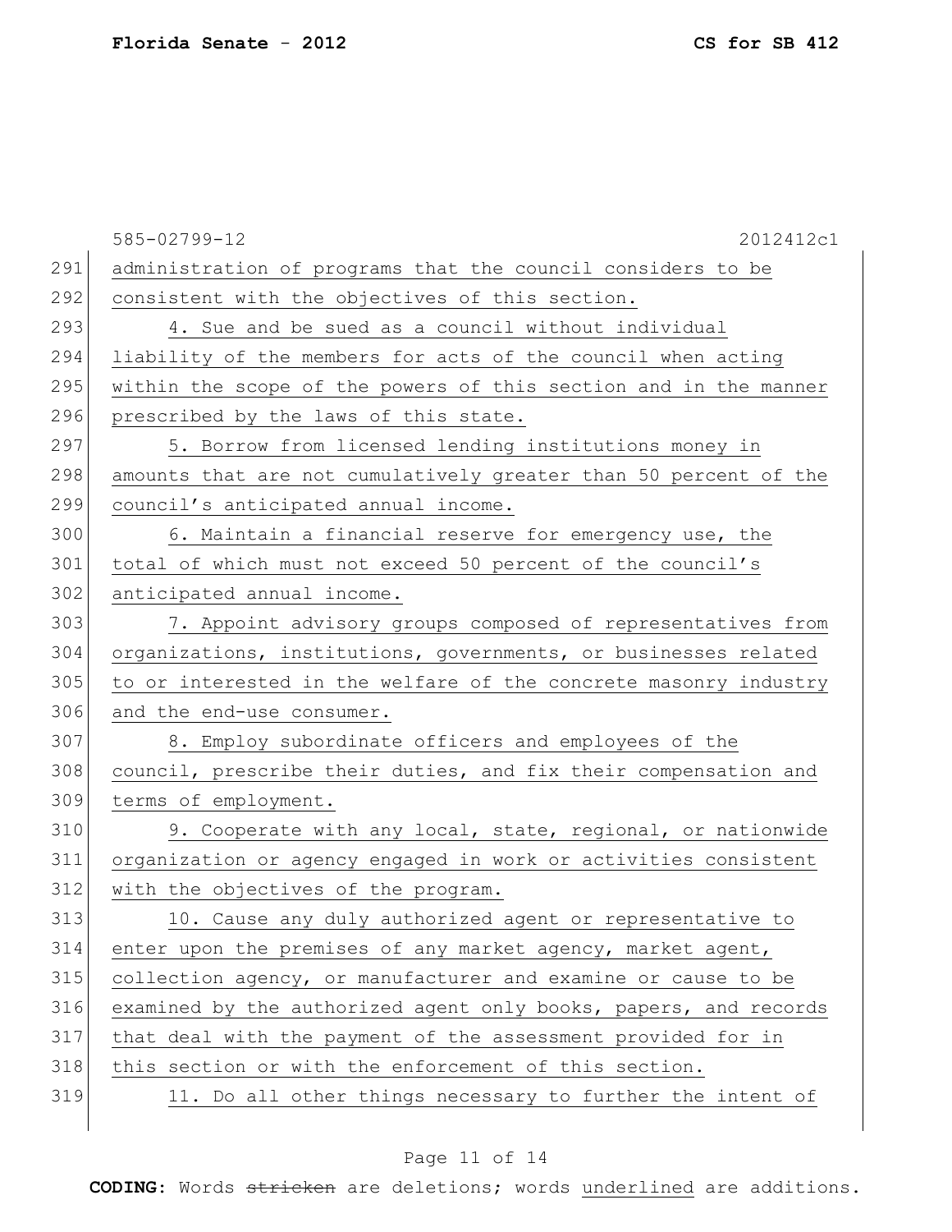administration of programs that the council considers to be consistent with the objectives of this section.

4. Sue and be sued as a council without individual liability of the members for acts of the council when acting within the scope of the powers of this section and in the manner prescribed by the laws of this state.

5. Borrow from licensed lending institutions money in amounts that are not cumulatively greater than 50 percent of the council's anticipated annual income.

6. Maintain a financial reserve for emergency use, the total of which must not exceed 50 percent of the council's anticipated annual income.

7. Appoint advisory groups composed of representatives from organizations, institutions, governments, or businesses related to or interested in the welfare of the concrete masonry industry and the end-use consumer.

8. Employ subordinate officers and employees of the council, prescribe their duties, and fix their compensation and terms of employment.

9. Cooperate with any local, state, regional, or nationwide organization or agency engaged in work or activities consistent with the objectives of the program.

10. Cause any duly authorized agent or representative to enter upon the premises of any market agency, market agent, collection agency, or manufacturer and examine or cause to be examined by the authorized agent only books, papers, and records that deal with the payment of the assessment provided for in this section or with the enforcement of this section.

11. Do all other things necessary to further the intent of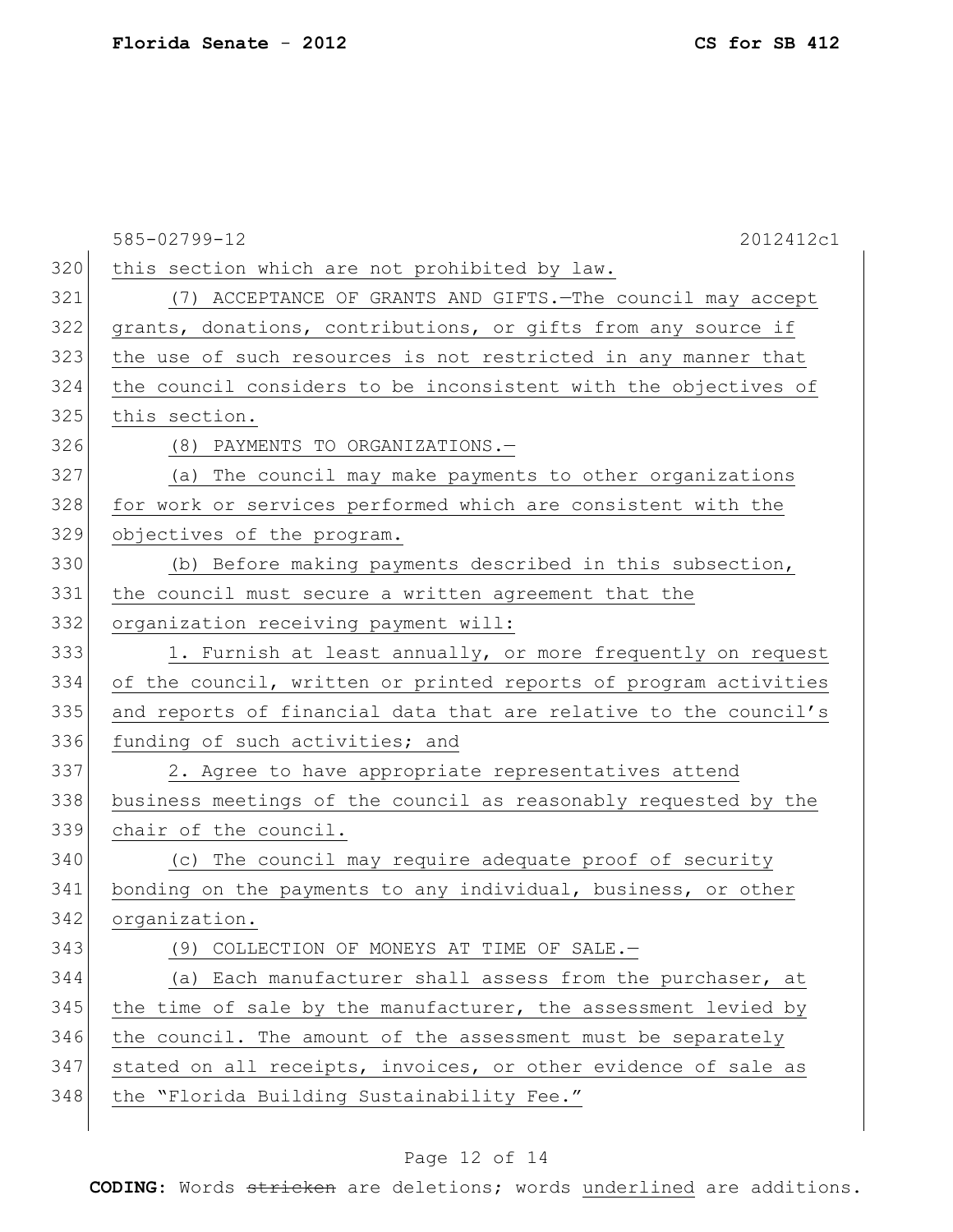this section which are not prohibited by law.

(7) ACCEPTANCE OF GRANTS AND GIFTS.—The council may accept grants, donations, contributions, or gifts from any source if the use of such resources is not restricted in any manner that the council considers to be inconsistent with the objectives of this section.

(8) PAYMENTS TO ORGANIZATIONS.—

(a) The council may make payments to other organizations for work or services performed which are consistent with the objectives of the program.

(b) Before making payments described in this subsection, the council must secure a written agreement that the organization receiving payment will:

1. Furnish at least annually, or more frequently on request of the council, written or printed reports of program activities and reports of financial data that are relative to the council's funding of such activities; and

2. Agree to have appropriate representatives attend business meetings of the council as reasonably requested by the chair of the council.

(c) The council may require adequate proof of security bonding on the payments to any individual, business, or other organization.

(9) COLLECTION OF MONEYS AT TIME OF SALE.—

(a) Each manufacturer shall assess from the purchaser, at the time of sale by the manufacturer, the assessment levied by the council. The amount of the assessment must be separately stated on all receipts, invoices, or other evidence of sale as the "Florida Building Sustainability Fee."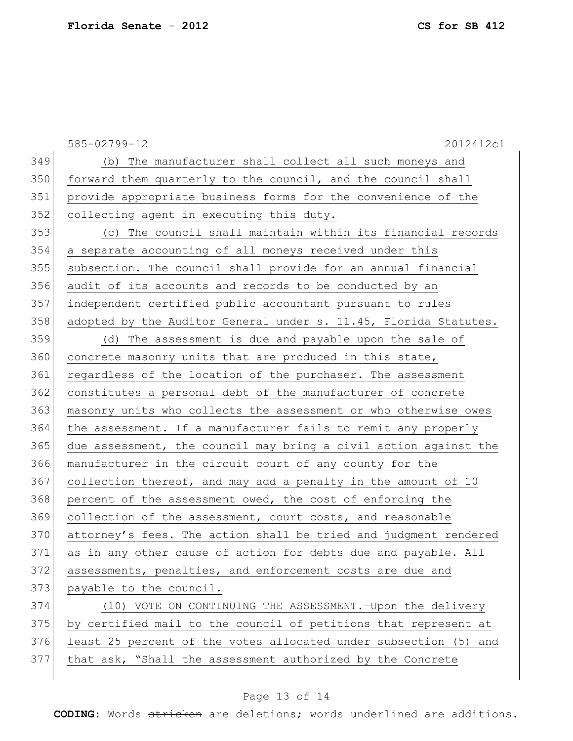(b) The manufacturer shall collect all such moneys and forward them quarterly to the council, and the council shall provide appropriate business forms for the convenience of the collecting agent in executing this duty.

(c) The council shall maintain within its financial records a separate accounting of all moneys received under this subsection. The council shall provide for an annual financial audit of its accounts and records to be conducted by an independent certified public accountant pursuant to rules adopted by the Auditor General under s. 11.45, Florida Statutes.

(d) The assessment is due and payable upon the sale of concrete masonry units that are produced in this state, regardless of the location of the purchaser. The assessment constitutes a personal debt of the manufacturer of concrete masonry units who collects the assessment or who otherwise owes the assessment. If a manufacturer fails to remit any properly due assessment, the council may bring a civil action against the manufacturer in the circuit court of any county for the collection thereof, and may add a penalty in the amount of 10 percent of the assessment owed, the cost of enforcing the collection of the assessment, court costs, and reasonable attorney's fees. The action shall be tried and judgment rendered as in any other cause of action for debts due and payable. All assessments, penalties, and enforcement costs are due and payable to the council.

(10) VOTE ON CONTINUING THE ASSESSMENT.—Upon the delivery by certified mail to the council of petitions that represent at least 25 percent of the votes allocated under subsection (5) and that ask, "Shall the assessment authorized by the Concrete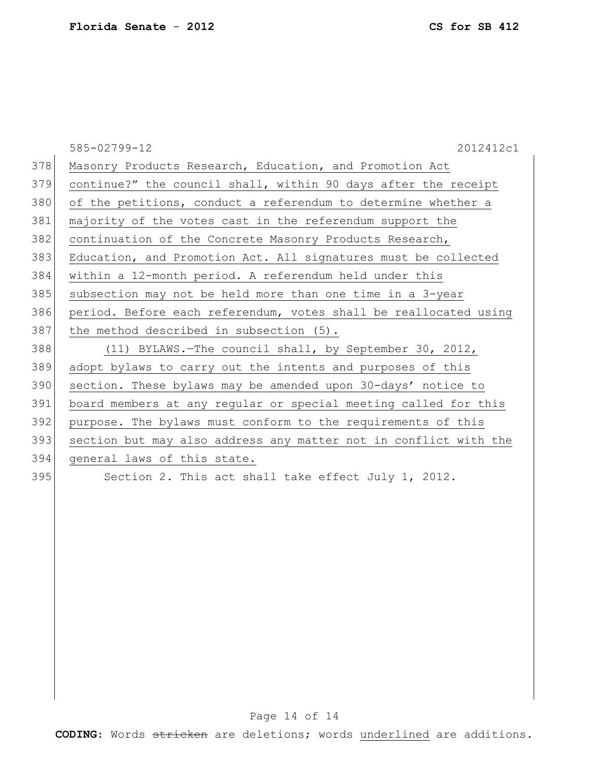585-02799-12 2012412c1

378 Masonry Products Research, Education, and Promotion Act
379 continue?” the council shall, within 90 days after the receipt
380 of the petitions, conduct a referendum to determine whether a
381 majority of the votes cast in the referendum support the
382 continuation of the Concrete Masonry Products Research,
383 Education, and Promotion Act. All signatures must be collected
384 within a 12-month period. A referendum held under this
385 subsection may not be held more than one time in a 3-year
386 period. Before each referendum, votes shall be reallocated using
387 the method described in subsection (5).
388 (11) BYLAWS.—The council shall, by September 30, 2012,
389 adopt bylaws to carry out the intents and purposes of this
390 section. These bylaws may be amended upon 30-days’ notice to
391 board members at any regular or special meeting called for this
392 purpose. The bylaws must conform to the requirements of this
393 section but may also address any matter not in conflict with the
394 general laws of this state.
395 Section 2. This act shall take effect July 1, 2012.

**CODING:** Words stricken are deletions; words underlined are additions.